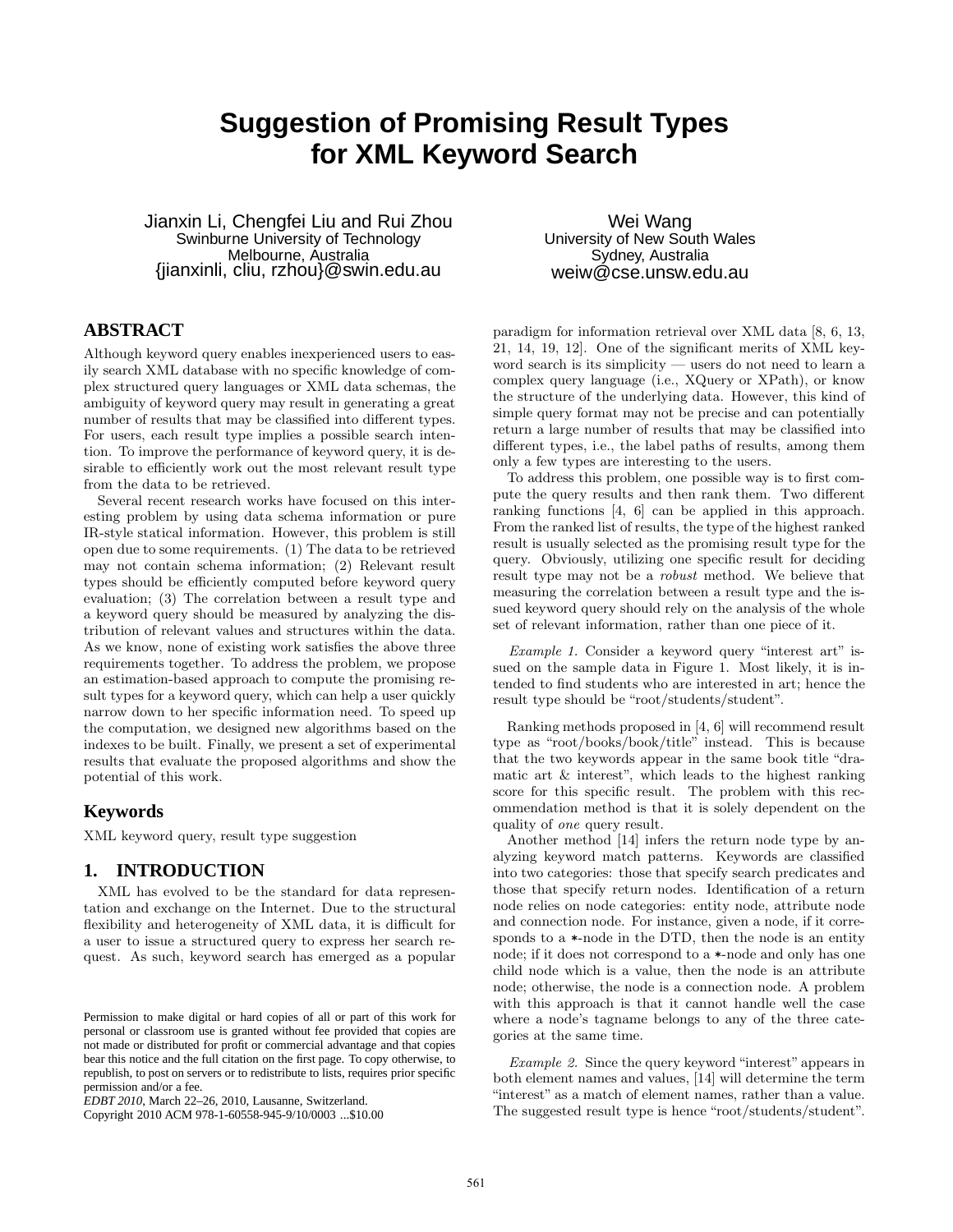# Suggestion of Promising Result Types for XML Keyword Search

Jianxin Li, Chengfei Liu and Rui Zhou
Swinburne University of Technology
Melbourne, Australia
{jianxinli, cliu, rzhou}@swin.edu.au

Wei Wang
University of New South Wales
Sydney, Australia
weiw@cse.unsw.edu.au

## ABSTRACT

Although keyword query enables inexperienced users to easily search XML database with no specific knowledge of complex structured query languages or XML data schemas, the ambiguity of keyword query may result in generating a great number of results that may be classified into different types. For users, each result type implies a possible search intention. To improve the performance of keyword query, it is desirable to efficiently work out the most relevant result type from the data to be retrieved.

Several recent research works have focused on this interesting problem by using data schema information or pure IR-style statical information. However, this problem is still open due to some requirements. (1) The data to be retrieved may not contain schema information; (2) Relevant result types should be efficiently computed before keyword query evaluation; (3) The correlation between a result type and a keyword query should be measured by analyzing the distribution of relevant values and structures within the data. As we know, none of existing work satisfies the above three requirements together. To address the problem, we propose an estimation-based approach to compute the promising result types for a keyword query, which can help a user quickly narrow down to her specific information need. To speed up the computation, we designed new algorithms based on the indexes to be built. Finally, we present a set of experimental results that evaluate the proposed algorithms and show the potential of this work.

## Keywords

XML keyword query, result type suggestion

## 1. INTRODUCTION

XML has evolved to be the standard for data representation and exchange on the Internet. Due to the structural flexibility and heterogeneity of XML data, it is difficult for a user to issue a structured query to express her search request. As such, keyword search has emerged as a popular paradigm for information retrieval over XML data [8, 6, 13, 21, 14, 19, 12]. One of the significant merits of XML keyword search is its simplicity — users do not need to learn a complex query language (i.e., XQuery or XPath), or know the structure of the underlying data. However, this kind of simple query format may not be precise and can potentially return a large number of results that may be classified into different types, i.e., the label paths of results, among them only a few types are interesting to the users.

To address this problem, one possible way is to first compute the query results and then rank them. Two different ranking functions [4, 6] can be applied in this approach. From the ranked list of results, the type of the highest ranked result is usually selected as the promising result type for the query. Obviously, utilizing one specific result for deciding result type may not be a *robust* method. We believe that measuring the correlation between a result type and the issued keyword query should rely on the analysis of the whole set of relevant information, rather than one piece of it.

*Example 1.* Consider a keyword query "interest art" issued on the sample data in Figure 1. Most likely, it is intended to find students who are interested in art; hence the result type should be "root/students/student".

Ranking methods proposed in [4, 6] will recommend result type as "root/books/book/title" instead. This is because that the two keywords appear in the same book title "dramatic art & interest", which leads to the highest ranking score for this specific result. The problem with this recommendation method is that it is solely dependent on the quality of *one* query result.

Another method [14] infers the return node type by analyzing keyword match patterns. Keywords are classified into two categories: those that specify search predicates and those that specify return nodes. Identification of a return node relies on node categories: entity node, attribute node and connection node. For instance, given a node, if it corresponds to a *-node in the DTD, then the node is an entity node; if it does not correspond to a *-node and only has one child node which is a value, then the node is an attribute node; otherwise, the node is a connection node. A problem with this approach is that it cannot handle well the case where a node's tagname belongs to any of the three categories at the same time.

*Example 2.* Since the query keyword "interest" appears in both element names and values, [14] will determine the term "interest" as a match of element names, rather than a value. The suggested result type is hence "root/students/student".

Permission to make digital or hard copies of all or part of this work for personal or classroom use is granted without fee provided that copies are not made or distributed for profit or commercial advantage and that copies bear this notice and the full citation on the first page. To copy otherwise, to republish, to post on servers or to redistribute to lists, requires prior specific permission and/or a fee.
*EDBT 2010*, March 22–26, 2010, Lausanne, Switzerland.
Copyright 2010 ACM 978-1-60558-945-9/10/0003 ...$10.00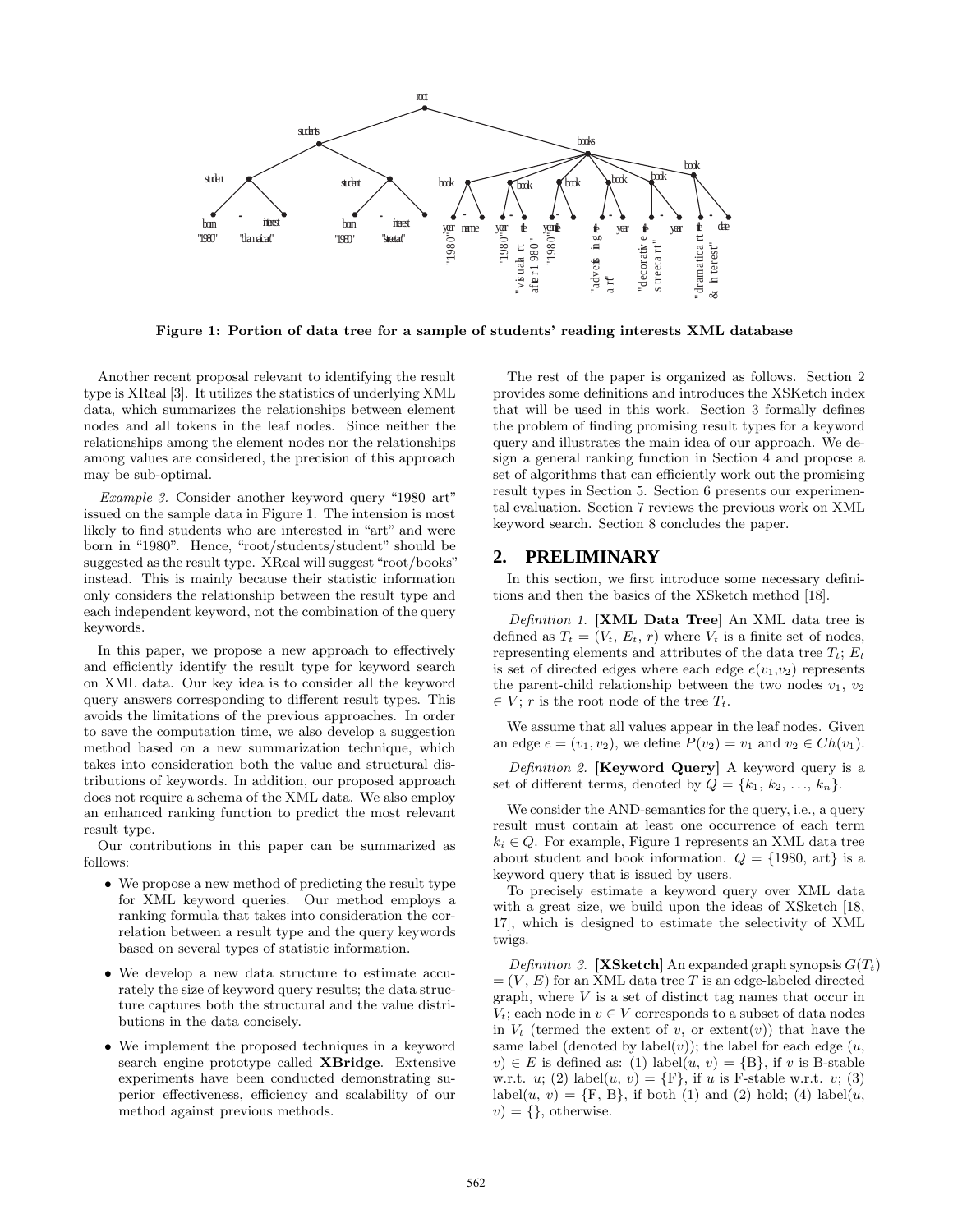**Figure 1: Portion of data tree for a sample of students' reading interests XML database**

Another recent proposal relevant to identifying the result type is XReal [3]. It utilizes the statistics of underlying XML data, which summarizes the relationships between element nodes and all tokens in the leaf nodes. Since neither the relationships among the element nodes nor the relationships among values are considered, the precision of this approach may be sub-optimal.

*Example 3.* Consider another keyword query "1980 art" issued on the sample data in Figure 1. The intension is most likely to find students who are interested in "art" and were born in "1980". Hence, "root/students/student" should be suggested as the result type. XReal will suggest "root/books" instead. This is mainly because their statistic information only considers the relationship between the result type and each independent keyword, not the combination of the query keywords.

In this paper, we propose a new approach to effectively and efficiently identify the result type for keyword search on XML data. Our key idea is to consider all the keyword query answers corresponding to different result types. This avoids the limitations of the previous approaches. In order to save the computation time, we also develop a suggestion method based on a new summarization technique, which takes into consideration both the value and structural distributions of keywords. In addition, our proposed approach does not require a schema of the XML data. We also employ an enhanced ranking function to predict the most relevant result type.

Our contributions in this paper can be summarized as follows:

- We propose a new method of predicting the result type for XML keyword queries. Our method employs a ranking formula that takes into consideration the correlation between a result type and the query keywords based on several types of statistic information.
- We develop a new data structure to estimate accurately the size of keyword query results; the data structure captures both the structural and the value distributions in the data concisely.
- We implement the proposed techniques in a keyword search engine prototype called **XBridge**. Extensive experiments have been conducted demonstrating superior effectiveness, efficiency and scalability of our method against previous methods.

The rest of the paper is organized as follows. Section 2 provides some definitions and introduces the XSKetch index that will be used in this work. Section 3 formally defines the problem of finding promising result types for a keyword query and illustrates the main idea of our approach. We design a general ranking function in Section 4 and propose a set of algorithms that can efficiently work out the promising result types in Section 5. Section 6 presents our experimental evaluation. Section 7 reviews the previous work on XML keyword search. Section 8 concludes the paper.

## 2. PRELIMINARY

In this section, we first introduce some necessary definitions and then the basics of the XSketch method [18].

*Definition 1.* **[XML Data Tree]** An XML data tree is defined as $T_t = (V_t, E_t, r)$ where $V_t$ is a finite set of nodes, representing elements and attributes of the data tree $T_t$; $E_t$ is set of directed edges where each edge $e(v_1,v_2)$ represents the parent-child relationship between the two nodes $v_1$, $v_2$ $\in V$; $r$ is the root node of the tree $T_t$.

We assume that all values appear in the leaf nodes. Given an edge $e = (v_1, v_2)$, we define $P(v_2) = v_1$ and $v_2 \in Ch(v_1)$.

*Definition 2.* **[Keyword Query]** A keyword query is a set of different terms, denoted by $Q = \{k_1, k_2, \ldots, k_n\}$.

We consider the AND-semantics for the query, i.e., a query result must contain at least one occurrence of each term $k_i \in Q$. For example, Figure 1 represents an XML data tree about student and book information. $Q = \{1980, \text{art}\}$ is a keyword query that is issued by users.

To precisely estimate a keyword query over XML data with a great size, we build upon the ideas of XSketch [18, 17], which is designed to estimate the selectivity of XML twigs.

*Definition 3.* **[XSketch]** An expanded graph synopsis $G(T_t) = (V, E)$ for an XML data tree $T$ is an edge-labeled directed graph, where $V$ is a set of distinct tag names that occur in $V_t$; each node in $v \in V$ corresponds to a subset of data nodes in $V_t$ (termed the extent of $v$, or extent($v$)) that have the same label (denoted by label($v$)); the label for each edge $(u, v) \in E$ is defined as: (1) label($u$, $v$) = {B}, if $v$ is B-stable w.r.t. $u$; (2) label($u$, $v$) = {F}, if $u$ is F-stable w.r.t. $v$; (3) label($u$, $v$) = {F, B}, if both (1) and (2) hold; (4) label($u$, $v$) = {}, otherwise.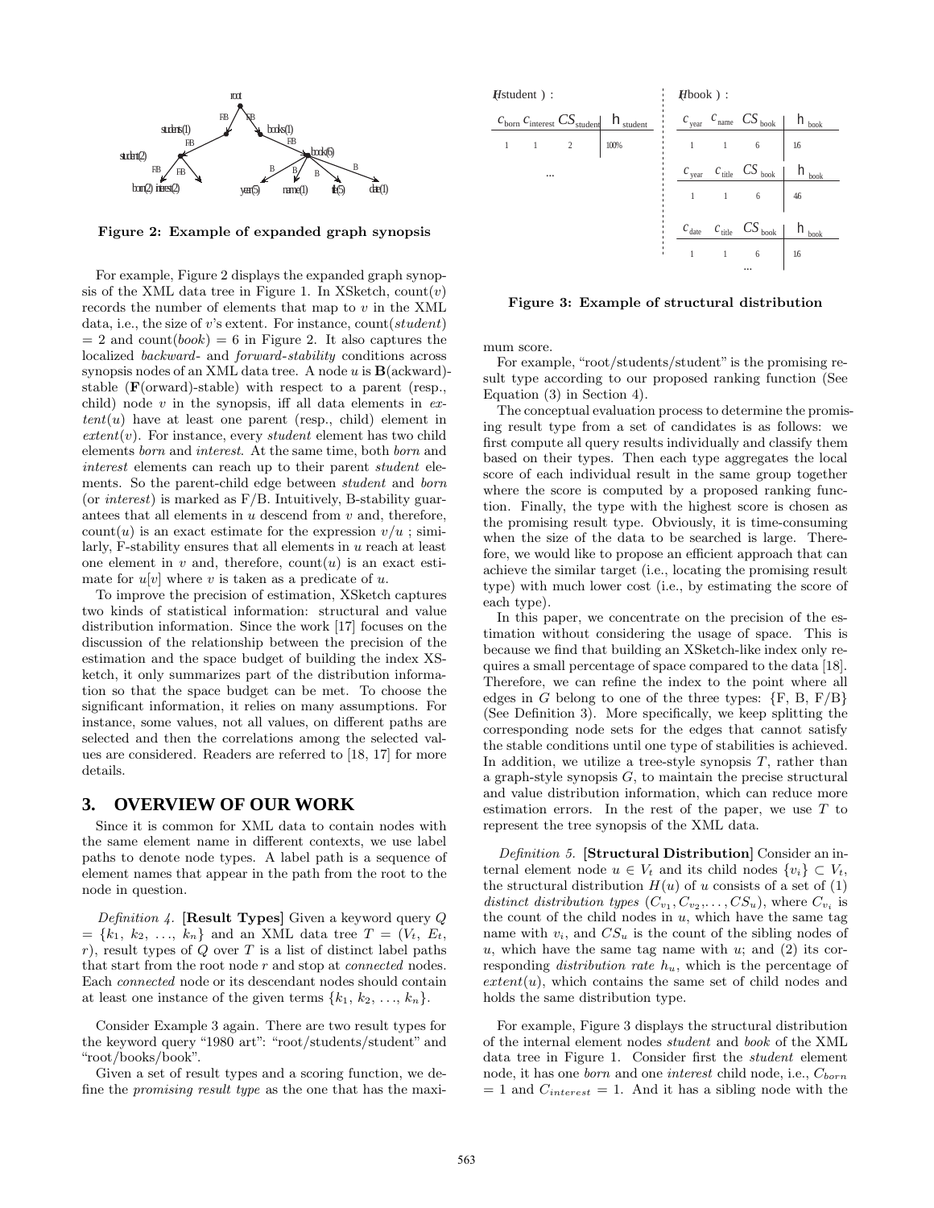Figure 2: Example of expanded graph synopsis

For example, Figure 2 displays the expanded graph synopsis of the XML data tree in Figure 1. In XSketch, count($v$) records the number of elements that map to $v$ in the XML data, i.e., the size of $v$'s extent. For instance, count(*student*) = 2 and count(*book*) = 6 in Figure 2. It also captures the localized *backward*- and *forward-stability* conditions across synopsis nodes of an XML data tree. A node $u$ is **B**(ackward)-stable (**F**(orward)-stable) with respect to a parent (resp., child) node $v$ in the synopsis, iff all data elements in *extent*($u$) have at least one parent (resp., child) element in *extent*($v$). For instance, every *student* element has two child elements *born* and *interest*. At the same time, both *born* and *interest* elements can reach up to their parent *student* elements. So the parent-child edge between *student* and *born* (or *interest*) is marked as F/B. Intuitively, B-stability guarantees that all elements in $u$ descend from $v$ and, therefore, count($u$) is an exact estimate for the expression $v/u$ ; similarly, F-stability ensures that all elements in $u$ reach at least one element in $v$ and, therefore, count($u$) is an exact estimate for $u[v]$ where $v$ is taken as a predicate of $u$.

To improve the precision of estimation, XSketch captures two kinds of statistical information: structural and value distribution information. Since the work [17] focuses on the discussion of the relationship between the precision of the estimation and the space budget of building the index XSketch, it only summarizes part of the distribution information so that the space budget can be met. To choose the significant information, it relies on many assumptions. For instance, some values, not all values, on different paths are selected and then the correlations among the selected values are considered. Readers are referred to [18, 17] for more details.

## 3. OVERVIEW OF OUR WORK

Since it is common for XML data to contain nodes with the same element name in different contexts, we use label paths to denote node types. A label path is a sequence of element names that appear in the path from the root to the node in question.

*Definition 4.* **[Result Types]** Given a keyword query $Q = \{k_1, k_2, \ldots, k_n\}$ and an XML data tree $T = (V_t, E_t, r)$, result types of $Q$ over $T$ is a list of distinct label paths that start from the root node $r$ and stop at *connected* nodes. Each *connected* node or its descendant nodes should contain at least one instance of the given terms $\{k_1, k_2, \ldots, k_n\}$.

Consider Example 3 again. There are two result types for the keyword query "1980 art": "root/students/student" and "root/books/book".

Given a set of result types and a scoring function, we define the *promising result type* as the one that has the maximum score.

| $H$(student) : | | | |
|---|---|---|---|
| $C_{born}$ | $C_{interest}$ | $CS_{student}$ | $h_{student}$ |
| 1 | 1 | 2 | 100% |
| ... | | | |

| $H$(book) : | | | |
|---|---|---|---|
| $C_{year}$ | $C_{name}$ | $CS_{book}$ | $h_{book}$ |
| 1 | 1 | 6 | 1/6 |
| $C_{year}$ | $C_{title}$ | $CS_{book}$ | $h_{book}$ |
| 1 | 1 | 6 | 4/6 |
| $C_{date}$ | $C_{title}$ | $CS_{book}$ | $h_{book}$ |
| 1 | 1 | 6 | 1/6 |
| ... | | | |

Figure 3: Example of structural distribution

For example, "root/students/student" is the promising result type according to our proposed ranking function (See Equation (3) in Section 4).

The conceptual evaluation process to determine the promising result type from a set of candidates is as follows: we first compute all query results individually and classify them based on their types. Then each type aggregates the local score of each individual result in the same group together where the score is computed by a proposed ranking function. Finally, the type with the highest score is chosen as the promising result type. Obviously, it is time-consuming when the size of the data to be searched is large. Therefore, we would like to propose an efficient approach that can achieve the similar target (i.e., locating the promising result type) with much lower cost (i.e., by estimating the score of each type).

In this paper, we concentrate on the precision of the estimation without considering the usage of space. This is because we find that building an XSketch-like index only requires a small percentage of space compared to the data [18]. Therefore, we can refine the index to the point where all edges in $G$ belong to one of the three types: {F, B, F/B} (See Definition 3). More specifically, we keep splitting the corresponding node sets for the edges that cannot satisfy the stable conditions until one type of stabilities is achieved. In addition, we utilize a tree-style synopsis $T$, rather than a graph-style synopsis $G$, to maintain the precise structural and value distribution information, which can reduce more estimation errors. In the rest of the paper, we use $T$ to represent the tree synopsis of the XML data.

*Definition 5.* **[Structural Distribution]** Consider an internal element node $u \in V_t$ and its child nodes $\{v_i\} \subset V_t$, the structural distribution $H(u)$ of $u$ consists of a set of (1) *distinct distribution types* $(C_{v_1}, C_{v_2}, \ldots, CS_u)$, where $C_{v_i}$ is the count of the child nodes in $u$, which have the same tag name with $v_i$, and $CS_u$ is the count of the sibling nodes of $u$, which have the same tag name with $u$; and (2) its corresponding *distribution rate* $h_u$, which is the percentage of *extent*($u$), which contains the same set of child nodes and holds the same distribution type.

For example, Figure 3 displays the structural distribution of the internal element nodes *student* and *book* of the XML data tree in Figure 1. Consider first the *student* element node, it has one *born* and one *interest* child node, i.e., $C_{born} = 1$ and $C_{interest} = 1$. And it has a sibling node with the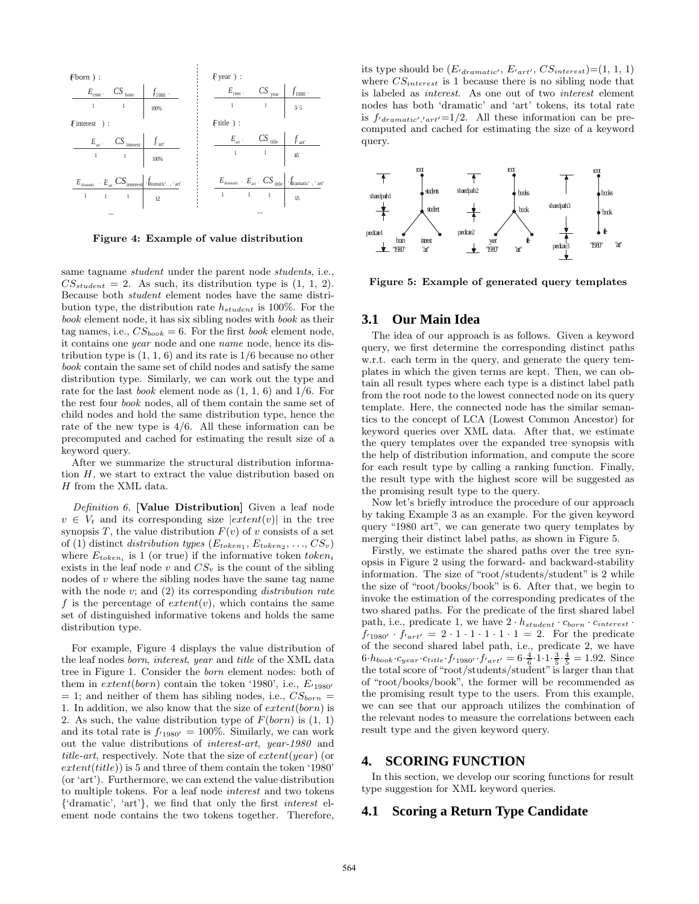$F$(born):

| $E_{'1980'}$ | $CS_{born}$ | $f_{'1980'}$ |
|---|---|---|
| 1 | 1 | 100% |

$F$(interest):

| $E_{'art'}$ | $CS_{interest}$ | $f_{'art'}$ |
|---|---|---|
| 1 | 1 | 100% |

| $E_{'dramatic'}$ | $E_{'art'}$ | $CS_{interest}$ | $f_{'dramatic','art'}$ |
|---|---|---|---|
| 1 | 1 | 1 | 1/2 |

...

$F$(year):

| $E_{'1980'}$ | $CS_{year}$ | $f_{'1980'}$ |
|---|---|---|
| 1 | 1 | 3/5 |

$F$(title):

| $E_{'art'}$ | $CS_{title}$ | $f_{'art'}$ |
|---|---|---|
| 1 | 1 | 4/5 |

| $E_{'dramatic'}$ | $E_{'art'}$ | $CS_{title}$ | $f_{'dramatic','art'}$ |
|---|---|---|---|
| 1 | 1 | 1 | 1/5 |

...

**Figure 4: Example of value distribution**

same tagname *student* under the parent node *students*, i.e., $CS_{student}$ = 2. As such, its distribution type is (1, 1, 2). Because both *student* element nodes have the same distribution type, the distribution rate $h_{student}$ is 100%. For the *book* element node, it has six sibling nodes with *book* as their tag names, i.e., $CS_{book} = 6$. For the first *book* element node, it contains one *year* node and one *name* node, hence its distribution type is (1, 1, 6) and its rate is 1/6 because no other *book* contain the same set of child nodes and satisfy the same distribution type. Similarly, we can work out the type and rate for the last *book* element node as (1, 1, 6) and 1/6. For the rest four *book* nodes, all of them contain the same set of child nodes and hold the same distribution type, hence the rate of the new type is 4/6. All these information can be precomputed and cached for estimating the result size of a keyword query.

After we summarize the structural distribution information $H$, we start to extract the value distribution based on $H$ from the XML data.

*Definition 6.* **[Value Distribution]** Given a leaf node $v \in V_t$ and its corresponding size $|extent(v)|$ in the tree synopsis $T$, the value distribution $F(v)$ of $v$ consists of a set of (1) distinct *distribution types* ($E_{token_1}$, $E_{token_2}$, ..., $CS_v$) where $E_{token_i}$ is 1 (or true) if the informative token $token_i$ exists in the leaf node $v$ and $CS_v$ is the count of the sibling nodes of $v$ where the sibling nodes have the same tag name with the node $v$; and (2) its corresponding *distribution rate* $f$ is the percentage of $extent(v)$, which contains the same set of distinguished informative tokens and holds the same distribution type.

For example, Figure 4 displays the value distribution of the leaf nodes *born*, *interest*, *year* and *title* of the XML data tree in Figure 1. Consider the *born* element nodes: both of them in $extent(born)$ contain the token '1980', i.e., $E_{'1980'}$ = 1; and neither of them has sibling nodes, i.e., $CS_{born}$ = 1. In addition, we also know that the size of $extent(born)$ is 2. As such, the value distribution type of $F(born)$ is (1, 1) and its total rate is $f_{'1980'}$ = 100%. Similarly, we can work out the value distributions of *interest-art*, *year-1980* and *title-art*, respectively. Note that the size of $extent(year)$ (or $extent(title)$) is 5 and three of them contain the token '1980' (or 'art'). Furthermore, we can extend the value distribution to multiple tokens. For a leaf node *interest* and two tokens {'dramatic', 'art'}, we find that only the first *interest* element node contains the two tokens together. Therefore, its type should be ($E_{'dramatic'}$, $E_{'art'}$, $CS_{interest}$)=(1, 1, 1) where $CS_{interest}$ is 1 because there is no sibling node that is labeled as *interest*. As one out of two *interest* element nodes has both 'dramatic' and 'art' tokens, its total rate is $f_{'dramatic','art'}$=1/2. All these information can be precomputed and cached for estimating the size of a keyword query.

**Figure 5: Example of generated query templates**

## 3.1 Our Main Idea

The idea of our approach is as follows. Given a keyword query, we first determine the corresponding distinct paths w.r.t. each term in the query, and generate the query templates in which the given terms are kept. Then, we can obtain all result types where each type is a distinct label path from the root node to the lowest connected node on its query template. Here, the connected node has the similar semantics to the concept of LCA (Lowest Common Ancestor) for keyword queries over XML data. After that, we estimate the query templates over the expanded tree synopsis with the help of distribution information, and compute the score for each result type by calling a ranking function. Finally, the result type with the highest score will be suggested as the promising result type to the query.

Now let's briefly introduce the procedure of our approach by taking Example 3 as an example. For the given keyword query "1980 art", we can generate two query templates by merging their distinct label paths, as shown in Figure 5.

Firstly, we estimate the shared paths over the tree synopsis in Figure 2 using the forward- and backward-stability information. The size of "root/students/student" is 2 while the size of "root/books/book" is 6. After that, we begin to invoke the estimation of the corresponding predicates of the two shared paths. For the predicate of the first shared label path, i.e., predicate 1, we have $2 \cdot h_{student} \cdot c_{born} \cdot c_{interest} \cdot f_{'1980'} \cdot f_{'art'} = 2 \cdot 1 \cdot 1 \cdot 1 \cdot 1 \cdot 1 = 2$. For the predicate of the second shared label path, i.e., predicate 2, we have $6 \cdot h_{book} \cdot c_{year} \cdot c_{title} \cdot f_{'1980'} \cdot f_{'art'} = 6 \cdot \frac{4}{6} \cdot 1 \cdot 1 \cdot \frac{3}{5} \cdot \frac{4}{5} = 1.92$. Since the total score of "root/students/student" is larger than that of "root/books/book", the former will be recommended as the promising result type to the users. From this example, we can see that our approach utilizes the combination of the relevant nodes to measure the correlations between each result type and the given keyword query.

# 4. SCORING FUNCTION

In this section, we develop our scoring functions for result type suggestion for XML keyword queries.

## 4.1 Scoring a Return Type Candidate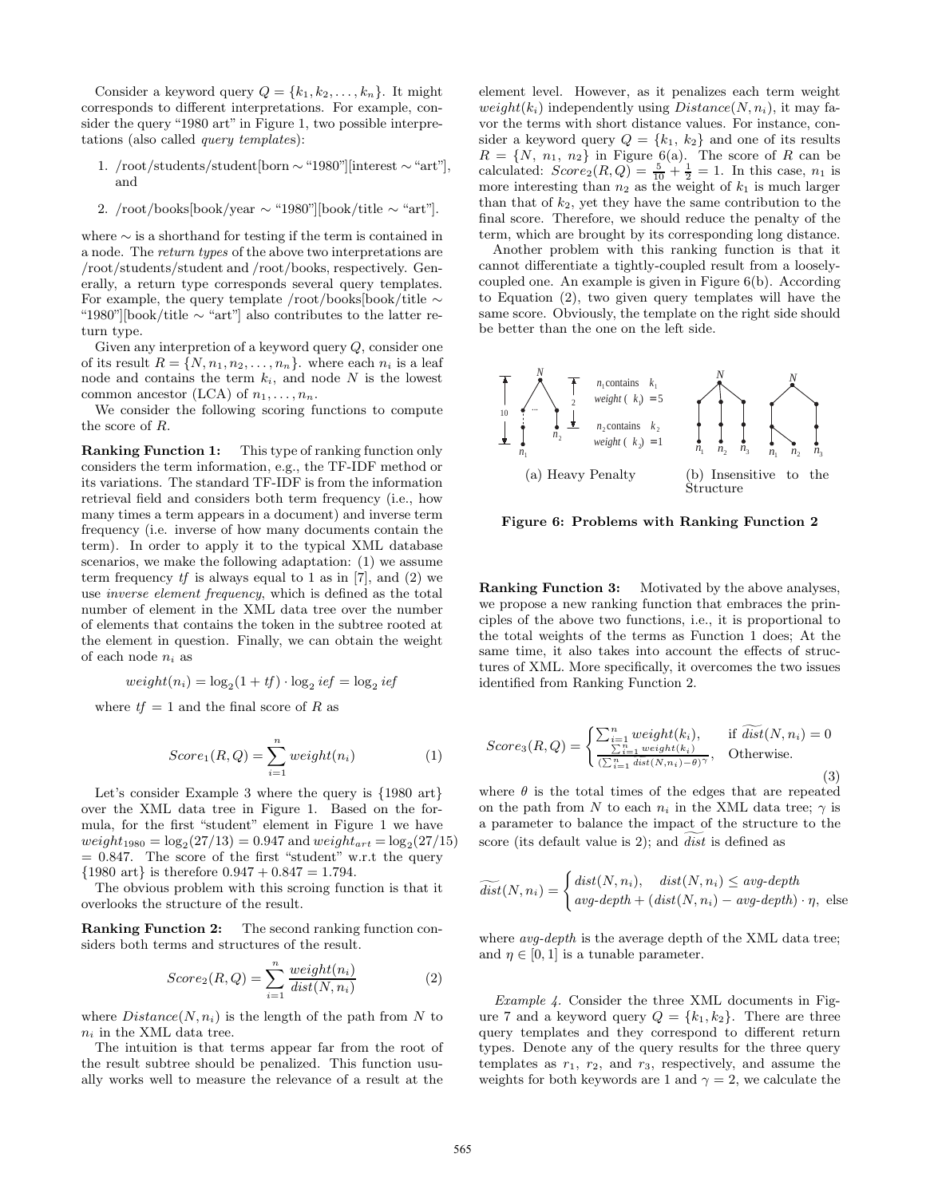Consider a keyword query $Q = \{k_1, k_2, \ldots, k_n\}$. It might corresponds to different interpretations. For example, consider the query "1980 art" in Figure 1, two possible interpretations (also called *query templates*):

1. /root/students/student[born $\sim$ "1980"][interest $\sim$ "art"], and
2. /root/books[book/year $\sim$ "1980"][book/title $\sim$ "art"].

where $\sim$ is a shorthand for testing if the term is contained in a node. The *return types* of the above two interpretations are /root/students/student and /root/books, respectively. Generally, a return type corresponds several query templates. For example, the query template /root/books[book/title $\sim$ "1980"][book/title $\sim$ "art"] also contributes to the latter return type.

Given any interpretion of a keyword query $Q$, consider one of its result $R = \{N, n_1, n_2, \ldots, n_n\}$. where each $n_i$ is a leaf node and contains the term $k_i$, and node $N$ is the lowest common ancestor (LCA) of $n_1, \ldots, n_n$.

We consider the following scoring functions to compute the score of $R$.

**Ranking Function 1:** This type of ranking function only considers the term information, e.g., the TF-IDF method or its variations. The standard TF-IDF is from the information retrieval field and considers both term frequency (i.e., how many times a term appears in a document) and inverse term frequency (i.e. inverse of how many documents contain the term). In order to apply it to the typical XML database scenarios, we make the following adaptation: (1) we assume term frequency *tf* is always equal to 1 as in [7], and (2) we use *inverse element frequency*, which is defined as the total number of element in the XML data tree over the number of elements that contains the token in the subtree rooted at the element in question. Finally, we can obtain the weight of each node $n_i$ as

$$weight(n_i) = \log_2(1 + tf) \cdot \log_2 ief = \log_2 ief$$

where $tf = 1$ and the final score of $R$ as

$$Score_1(R, Q) = \sum_{i=1}^{n} weight(n_i) \tag{1}$$

Let's consider Example 3 where the query is {1980 art} over the XML data tree in Figure 1. Based on the formula, for the first "student" element in Figure 1 we have $weight_{1980} = \log_2(27/13) = 0.947$ and $weight_{art} = \log_2(27/15) = 0.847$. The score of the first "student" w.r.t the query {1980 art} is therefore $0.947 + 0.847 = 1.794$.

The obvious problem with this scoring function is that it overlooks the structure of the result.

**Ranking Function 2:** The second ranking function considers both terms and structures of the result.

$$Score_2(R, Q) = \sum_{i=1}^{n} \frac{weight(n_i)}{dist(N, n_i)} \tag{2}$$

where $Distance(N, n_i)$ is the length of the path from $N$ to $n_i$ in the XML data tree.

The intuition is that terms appear far from the root of the result subtree should be penalized. This function usually works well to measure the relevance of a result at the element level. However, as it penalizes each term weight $weight(k_i)$ independently using $Distance(N, n_i)$, it may favor the terms with short distance values. For instance, consider a keyword query $Q = \{k_1, k_2\}$ and one of its results $R = \{N, n_1, n_2\}$ in Figure 6(a). The score of $R$ can be calculated: $Score_2(R, Q) = \frac{5}{10} + \frac{1}{2} = 1$. In this case, $n_1$ is more interesting than $n_2$ as the weight of $k_1$ is much larger than that of $k_2$, yet they have the same contribution to the final score. Therefore, we should reduce the penalty of the term, which are brought by its corresponding long distance.

Another problem with this ranking function is that it cannot differentiate a tightly-coupled result from a loosely-coupled one. An example is given in Figure 6(b). According to Equation (2), two given query templates will have the same score. Obviously, the template on the right side should be better than the one on the left side.

(a) Heavy Penalty (b) Insensitive to the Structure

**Figure 6: Problems with Ranking Function 2**

**Ranking Function 3:** Motivated by the above analyses, we propose a new ranking function that embraces the principles of the above two functions, i.e., it is proportional to the total weights of the terms as Function 1 does; At the same time, it also takes into account the effects of structures of XML. More specifically, it overcomes the two issues identified from Ranking Function 2.

$$Score_3(R, Q) = \begin{cases} \sum_{i=1}^{n} weight(k_i), & \text{if } \widetilde{dist}(N, n_i) = 0 \\ \frac{\sum_{i=1}^{n} weight(k_i)}{(\sum_{i=1}^{n} \widetilde{dist}(N, n_i) - \theta)^{\gamma}}, & \text{Otherwise.} \end{cases} \tag{3}$$

where $\theta$ is the total times of the edges that are repeated on the path from $N$ to each $n_i$ in the XML data tree; $\gamma$ is a parameter to balance the impact of the structure to the score (its default value is 2); and $\widetilde{dist}$ is defined as

$$\widetilde{dist}(N, n_i) = \begin{cases} dist(N, n_i), & dist(N, n_i) \leq \textit{avg-depth} \\ \textit{avg-depth} + (dist(N, n_i) - \textit{avg-depth}) \cdot \eta, & \text{else} \end{cases}$$

where *avg-depth* is the average depth of the XML data tree; and $\eta \in [0, 1]$ is a tunable parameter.

*Example 4.* Consider the three XML documents in Figure 7 and a keyword query $Q = \{k_1, k_2\}$. There are three query templates and they correspond to different return types. Denote any of the query results for the three query templates as $r_1$, $r_2$, and $r_3$, respectively, and assume the weights for both keywords are 1 and $\gamma = 2$, we calculate the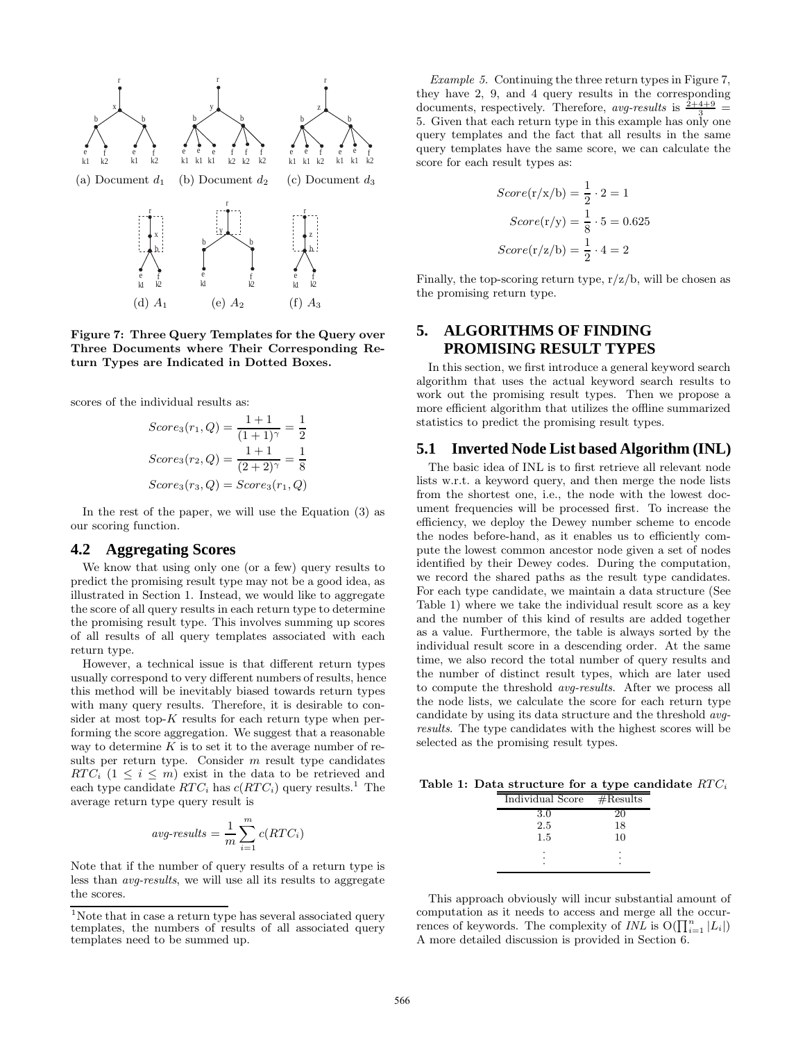(a) Document $d_1$ (b) Document $d_2$ (c) Document $d_3$

(d) $A_1$ (e) $A_2$ (f) $A_3$

**Figure 7: Three Query Templates for the Query over Three Documents where Their Corresponding Return Types are Indicated in Dotted Boxes.**

scores of the individual results as:

$$Score_3(r_1, Q) = \frac{1+1}{(1+1)^\gamma} = \frac{1}{2}$$

$$Score_3(r_2, Q) = \frac{1+1}{(2+2)^\gamma} = \frac{1}{8}$$

$$Score_3(r_3, Q) = Score_3(r_1, Q)$$

In the rest of the paper, we will use the Equation (3) as our scoring function.

## 4.2 Aggregating Scores

We know that using only one (or a few) query results to predict the promising result type may not be a good idea, as illustrated in Section 1. Instead, we would like to aggregate the score of all query results in each return type to determine the promising result type. This involves summing up scores of all results of all query templates associated with each return type.

However, a technical issue is that different return types usually correspond to very different numbers of results, hence this method will be inevitably biased towards return types with many query results. Therefore, it is desirable to consider at most top-$K$ results for each return type when performing the score aggregation. We suggest that a reasonable way to determine $K$ is to set it to the average number of results per return type. Consider $m$ result type candidates $RTC_i$ ($1 \leq i \leq m$) exist in the data to be retrieved and each type candidate $RTC_i$ has $c(RTC_i)$ query results.[1] The average return type query result is

$$avg\text{-}results = \frac{1}{m}\sum_{i=1}^{m} c(RTC_i)$$

Note that if the number of query results of a return type is less than *avg-results*, we will use all its results to aggregate the scores.

[1] Note that in case a return type has several associated query templates, the numbers of results of all associated query templates need to be summed up.

*Example 5.* Continuing the three return types in Figure 7, they have 2, 9, and 4 query results in the corresponding documents, respectively. Therefore, *avg-results* is $\frac{2+4+9}{3} = 5$. Given that each return type in this example has only one query templates and the fact that all results in the same query templates have the same score, we can calculate the score for each result types as:

$$Score(\text{r/x/b}) = \frac{1}{2} \cdot 2 = 1$$

$$Score(\text{r/y}) = \frac{1}{8} \cdot 5 = 0.625$$

$$Score(\text{r/z/b}) = \frac{1}{2} \cdot 4 = 2$$

Finally, the top-scoring return type, r/z/b, will be chosen as the promising return type.

# 5. ALGORITHMS OF FINDING PROMISING RESULT TYPES

In this section, we first introduce a general keyword search algorithm that uses the actual keyword search results to work out the promising result types. Then we propose a more efficient algorithm that utilizes the offline summarized statistics to predict the promising result types.

## 5.1 Inverted Node List based Algorithm (INL)

The basic idea of INL is to first retrieve all relevant node lists w.r.t. a keyword query, and then merge the node lists from the shortest one, i.e., the node with the lowest document frequencies will be processed first. To increase the efficiency, we deploy the Dewey number scheme to encode the nodes before-hand, as it enables us to efficiently compute the lowest common ancestor node given a set of nodes identified by their Dewey codes. During the computation, we record the shared paths as the result type candidates. For each type candidate, we maintain a data structure (See Table 1) where we take the individual result score as a key and the number of this kind of results are added together as a value. Furthermore, the table is always sorted by the individual result score in a descending order. At the same time, we also record the total number of query results and the number of distinct result types, which are later used to compute the threshold *avg-results*. After we process all the node lists, we calculate the score for each return type candidate by using its data structure and the threshold *avg-results*. The type candidates with the highest scores will be selected as the promising result types.

**Table 1: Data structure for a type candidate $RTC_i$**

| Individual Score | #Results |
|---|---|
| 3.0 | 20 |
| 2.5 | 18 |
| 1.5 | 10 |
| ⋮ | ⋮ |

This approach obviously will incur substantial amount of computation as it needs to access and merge all the occurrences of keywords. The complexity of *INL* is $O(\prod_{i=1}^{n} |L_i|)$ A more detailed discussion is provided in Section 6.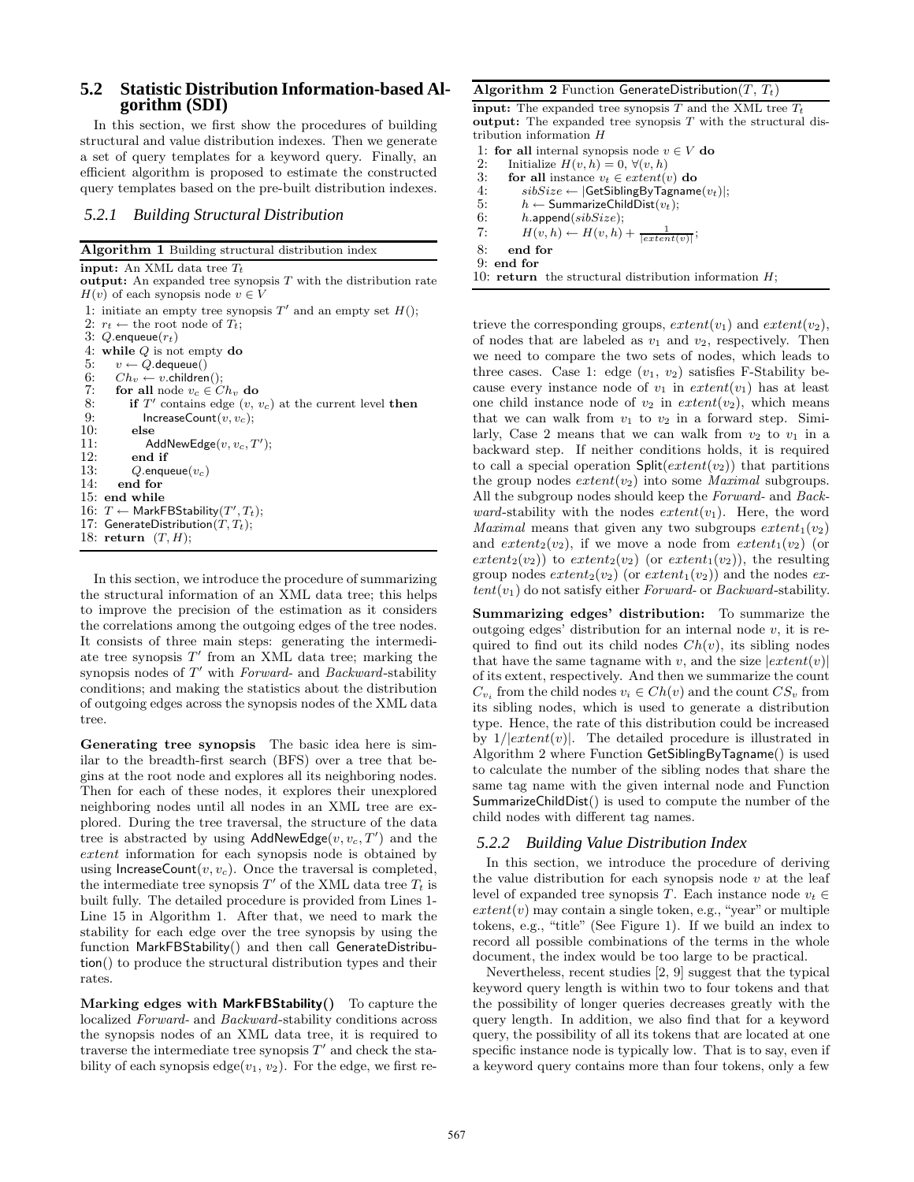### 5.2 Statistic Distribution Information-based Algorithm (SDI)

In this section, we first show the procedures of building structural and value distribution indexes. Then we generate a set of query templates for a keyword query. Finally, an efficient algorithm is proposed to estimate the constructed query templates based on the pre-built distribution indexes.

#### 5.2.1 Building Structural Distribution

**Algorithm 1** Building structural distribution index

```
input: An XML data tree T_t
output: An expanded tree synopsis T with the distribution rate
        H(v) of each synopsis node v ∈ V
 1: initiate an empty tree synopsis T' and an empty set H();
 2: r_t ← the root node of T_t;
 3: Q.enqueue(r_t)
 4: while Q is not empty do
 5:   v ← Q.dequeue()
 6:   Ch_v ← v.children();
 7:   for all node v_c ∈ Ch_v do
 8:     if T' contains edge (v, v_c) at the current level then
 9:       IncreaseCount(v, v_c);
10:     else
11:       AddNewEdge(v, v_c, T');
12:     end if
13:     Q.enqueue(v_c)
14:   end for
15: end while
16: T ← MarkFBStability(T', T_t);
17: GenerateDistribution(T, T_t);
18: return (T, H);
```

In this section, we introduce the procedure of summarizing the structural information of an XML data tree; this helps to improve the precision of the estimation as it considers the correlations among the outgoing edges of the tree nodes. It consists of three main steps: generating the intermediate tree synopsis $T'$ from an XML data tree; marking the synopsis nodes of $T'$ with *Forward*- and *Backward*-stability conditions; and making the statistics about the distribution of outgoing edges across the synopsis nodes of the XML data tree.

**Generating tree synopsis** The basic idea here is similar to the breadth-first search (BFS) over a tree that begins at the root node and explores all its neighboring nodes. Then for each of these nodes, it explores their unexplored neighboring nodes until all nodes in an XML tree are explored. During the tree traversal, the structure of the data tree is abstracted by using AddNewEdge($v, v_c, T'$) and the *extent* information for each synopsis node is obtained by using IncreaseCount($v, v_c$). Once the traversal is completed, the intermediate tree synopsis $T'$ of the XML data tree $T_t$ is built fully. The detailed procedure is provided from Lines 1-Line 15 in Algorithm 1. After that, we need to mark the stability for each edge over the tree synopsis by using the function MarkFBStability() and then call GenerateDistribution() to produce the structural distribution types and their rates.

**Marking edges with MarkFBStability()** To capture the localized *Forward*- and *Backward*-stability conditions across the synopsis nodes of an XML data tree, it is required to traverse the intermediate tree synopsis $T'$ and check the stability of each synopsis edge($v_1$, $v_2$). For the edge, we first retrieve the corresponding groups, $extent(v_1)$ and $extent(v_2)$, of nodes that are labeled as $v_1$ and $v_2$, respectively. Then we need to compare the two sets of nodes, which leads to three cases. Case 1: edge ($v_1$, $v_2$) satisfies F-Stability because every instance node of $v_1$ in $extent(v_1)$ has at least one child instance node of $v_2$ in $extent(v_2)$, which means that we can walk from $v_1$ to $v_2$ in a forward step. Similarly, Case 2 means that we can walk from $v_2$ to $v_1$ in a backward step. If neither conditions holds, it is required to call a special operation Split($extent(v_2)$) that partitions the group nodes $extent(v_2)$ into some *Maximal* subgroups. All the subgroup nodes should keep the *Forward*- and *Backward*-stability with the nodes $extent(v_1)$. Here, the word *Maximal* means that given any two subgroups $extent_1(v_2)$ and $extent_2(v_2)$, if we move a node from $extent_1(v_2)$ (or $extent_2(v_2)$) to $extent_2(v_2)$ (or $extent_1(v_2)$), the resulting group nodes $extent_2(v_2)$ (or $extent_1(v_2)$) and the nodes $extent(v_1)$ do not satisfy either *Forward*- or *Backward*-stability.

**Algorithm 2** Function GenerateDistribution($T$, $T_t$)

```
input: The expanded tree synopsis T and the XML tree T_t
output: The expanded tree synopsis T with the structural distribution information H
 1: for all internal synopsis node v ∈ V do
 2:   Initialize H(v, h) = 0, ∀(v, h)
 3:   for all instance v_t ∈ extent(v) do
 4:     sibSize ← |GetSiblingByTagname(v_t)|;
 5:     h ← SummarizeChildDist(v_t);
 6:     h.append(sibSize);
 7:     H(v, h) ← H(v, h) + 1/|extent(v)|;
 8:   end for
 9: end for
10: return the structural distribution information H;
```

**Summarizing edges' distribution:** To summarize the outgoing edges' distribution for an internal node $v$, it is required to find out its child nodes $Ch(v)$, its sibling nodes that have the same tagname with $v$, and the size $|extent(v)|$ of its extent, respectively. And then we summarize the count $C_{v_i}$ from the child nodes $v_i \in Ch(v)$ and the count $CS_v$ from its sibling nodes, which is used to generate a distribution type. Hence, the rate of this distribution could be increased by $1/|extent(v)|$. The detailed procedure is illustrated in Algorithm 2 where Function GetSiblingByTagname() is used to calculate the number of the sibling nodes that share the same tag name with the given internal node and Function SummarizeChildDist() is used to compute the number of the child nodes with different tag names.

#### 5.2.2 Building Value Distribution Index

In this section, we introduce the procedure of deriving the value distribution for each synopsis node $v$ at the leaf level of expanded tree synopsis $T$. Each instance node $v_t \in extent(v)$ may contain a single token, e.g., "year" or multiple tokens, e.g., "title" (See Figure 1). If we build an index to record all possible combinations of the terms in the whole document, the index would be too large to be practical.

Nevertheless, recent studies [2, 9] suggest that the typical keyword query length is within two to four tokens and that the possibility of longer queries decreases greatly with the query length. In addition, we also find that for a keyword query, the possibility of all its tokens that are located at one specific instance node is typically low. That is to say, even if a keyword query contains more than four tokens, only a few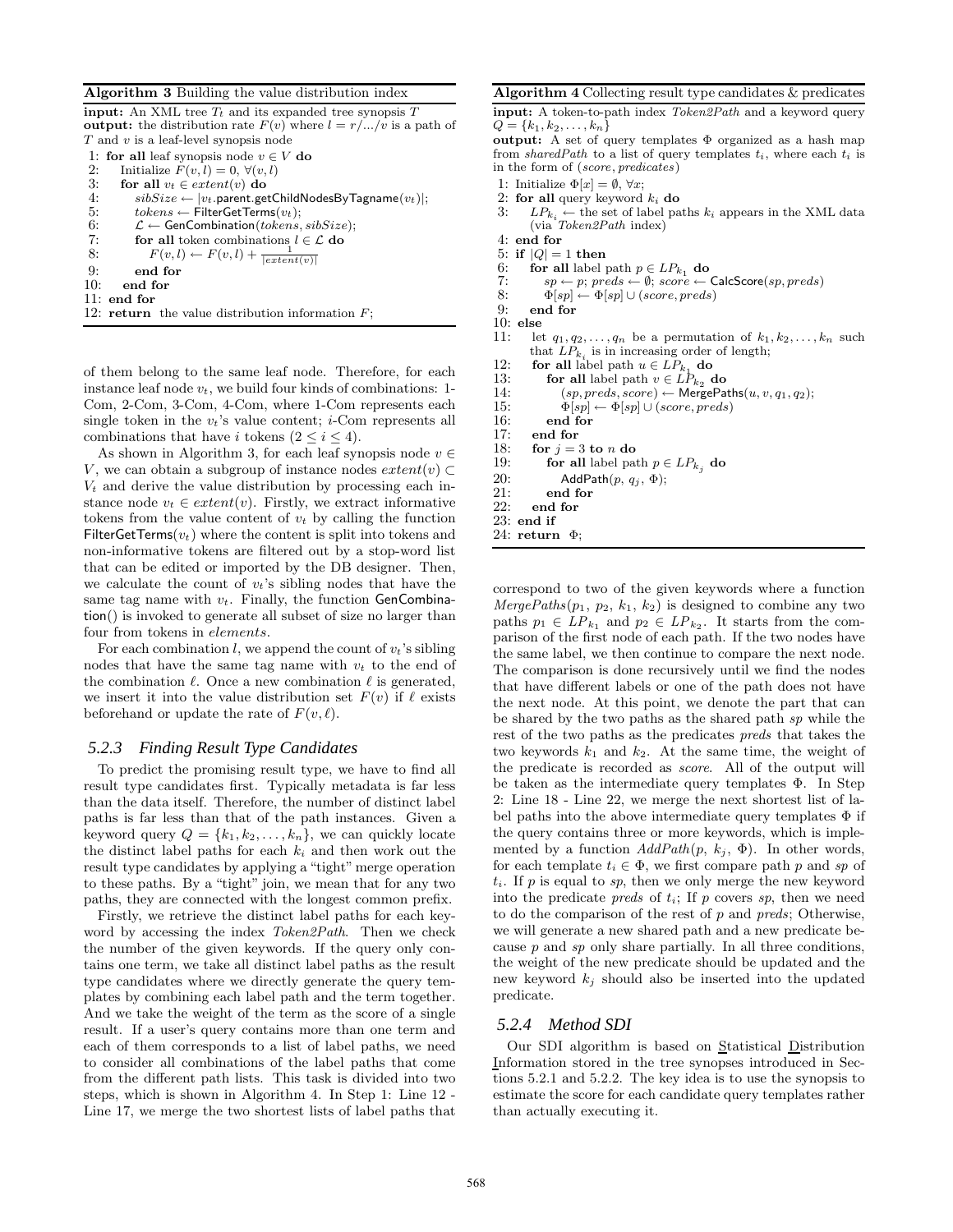**Algorithm 3** Building the value distribution index

```
input: An XML tree T_t and its expanded tree synopsis T
output: the distribution rate F(v) where l = r/.../v is a path of
T and v is a leaf-level synopsis node
 1: for all leaf synopsis node v ∈ V do
 2:    Initialize F(v, l) = 0, ∀(v, l)
 3:    for all v_t ∈ extent(v) do
 4:       sibSize ← |v_t.parent.getChildNodesByTagname(v_t)|;
 5:       tokens ← FilterGetTerms(v_t);
 6:       L ← GenCombination(tokens, sibSize);
 7:       for all token combinations l ∈ L do
 8:          F(v, l) ← F(v, l) + 1/|extent(v)|
 9:       end for
10:    end for
11: end for
12: return the value distribution information F;
```

of them belong to the same leaf node. Therefore, for each instance leaf node $v_t$, we build four kinds of combinations: 1-Com, 2-Com, 3-Com, 4-Com, where 1-Com represents each single token in the $v_t$'s value content; $i$-Com represents all combinations that have $i$ tokens ($2 \leq i \leq 4$).

As shown in Algorithm 3, for each leaf synopsis node $v \in V$, we can obtain a subgroup of instance nodes $extent(v) \subset V_t$ and derive the value distribution by processing each instance node $v_t \in extent(v)$. Firstly, we extract informative tokens from the value content of $v_t$ by calling the function FilterGetTerms($v_t$) where the content is split into tokens and non-informative tokens are filtered out by a stop-word list that can be edited or imported by the DB designer. Then, we calculate the count of $v_t$'s sibling nodes that have the same tag name with $v_t$. Finally, the function GenCombination() is invoked to generate all subset of size no larger than four from tokens in *elements*.

For each combination $l$, we append the count of $v_t$'s sibling nodes that have the same tag name with $v_t$ to the end of the combination $\ell$. Once a new combination $\ell$ is generated, we insert it into the value distribution set $F(v)$ if $\ell$ exists beforehand or update the rate of $F(v, \ell)$.

### 5.2.3 Finding Result Type Candidates

To predict the promising result type, we have to find all result type candidates first. Typically metadata is far less than the data itself. Therefore, the number of distinct label paths is far less than that of the path instances. Given a keyword query $Q = \{k_1, k_2, \ldots, k_n\}$, we can quickly locate the distinct label paths for each $k_i$ and then work out the result type candidates by applying a "tight" merge operation to these paths. By a "tight" join, we mean that for any two paths, they are connected with the longest common prefix.

Firstly, we retrieve the distinct label paths for each keyword by accessing the index *Token2Path*. Then we check the number of the given keywords. If the query only contains one term, we take all distinct label paths as the result type candidates where we directly generate the query templates by combining each label path and the term together. And we take the weight of the term as the score of a single result. If a user's query contains more than one term and each of them corresponds to a list of label paths, we need to consider all combinations of the label paths that come from the different path lists. This task is divided into two steps, which is shown in Algorithm 4. In Step 1: Line 12 - Line 17, we merge the two shortest lists of label paths that

**Algorithm 4** Collecting result type candidates & predicates

```
input: A token-to-path index Token2Path and a keyword query
Q = {k_1, k_2, ..., k_n}
output: A set of query templates Φ organized as a hash map
from sharedPath to a list of query templates t_i, where each t_i is
in the form of (score, predicates)
 1: Initialize Φ[x] = ∅, ∀x;
 2: for all query keyword k_i do
 3:    LP_{k_i} ← the set of label paths k_i appears in the XML data
       (via Token2Path index)
 4: end for
 5: if |Q| = 1 then
 6:    for all label path p ∈ LP_{k_1} do
 7:       sp ← p; preds ← ∅; score ← CalcScore(sp, preds)
 8:       Φ[sp] ← Φ[sp] ∪ (score, preds)
 9:    end for
10: else
11:    let q_1, q_2, ..., q_n be a permutation of k_1, k_2, ..., k_n such
       that LP_{k_i} is in increasing order of length;
12:    for all label path u ∈ LP_{k_1} do
13:       for all label path v ∈ LP_{k_2} do
14:          (sp, preds, score) ← MergePaths(u, v, q_1, q_2);
15:          Φ[sp] ← Φ[sp] ∪ (score, preds)
16:       end for
17:    end for
18:    for j = 3 to n do
19:       for all label path p ∈ LP_{k_j} do
20:          AddPath(p, q_j, Φ);
21:       end for
22:    end for
23: end if
24: return Φ;
```

correspond to two of the given keywords where a function $MergePaths(p_1, p_2, k_1, k_2)$ is designed to combine any two paths $p_1 \in LP_{k_1}$ and $p_2 \in LP_{k_2}$. It starts from the comparison of the first node of each path. If the two nodes have the same label, we then continue to compare the next node. The comparison is done recursively until we find the nodes that have different labels or one of the path does not have the next node. At this point, we denote the part that can be shared by the two paths as the shared path $sp$ while the rest of the two paths as the predicates *preds* that takes the two keywords $k_1$ and $k_2$. At the same time, the weight of the predicate is recorded as *score*. All of the output will be taken as the intermediate query templates $\Phi$. In Step 2: Line 18 - Line 22, we merge the next shortest list of label paths into the above intermediate query templates $\Phi$ if the query contains three or more keywords, which is implemented by a function $AddPath(p, k_j, \Phi)$. In other words, for each template $t_i \in \Phi$, we first compare path $p$ and $sp$ of $t_i$. If $p$ is equal to $sp$, then we only merge the new keyword into the predicate *preds* of $t_i$; If $p$ covers $sp$, then we need to do the comparison of the rest of $p$ and *preds*; Otherwise, we will generate a new shared path and a new predicate because $p$ and $sp$ only share partially. In all three conditions, the weight of the new predicate should be updated and the new keyword $k_j$ should also be inserted into the updated predicate.

### 5.2.4 Method SDI

Our SDI algorithm is based on Statistical Distribution Information stored in the tree synopses introduced in Sections 5.2.1 and 5.2.2. The key idea is to use the synopsis to estimate the score for each candidate query templates rather than actually executing it.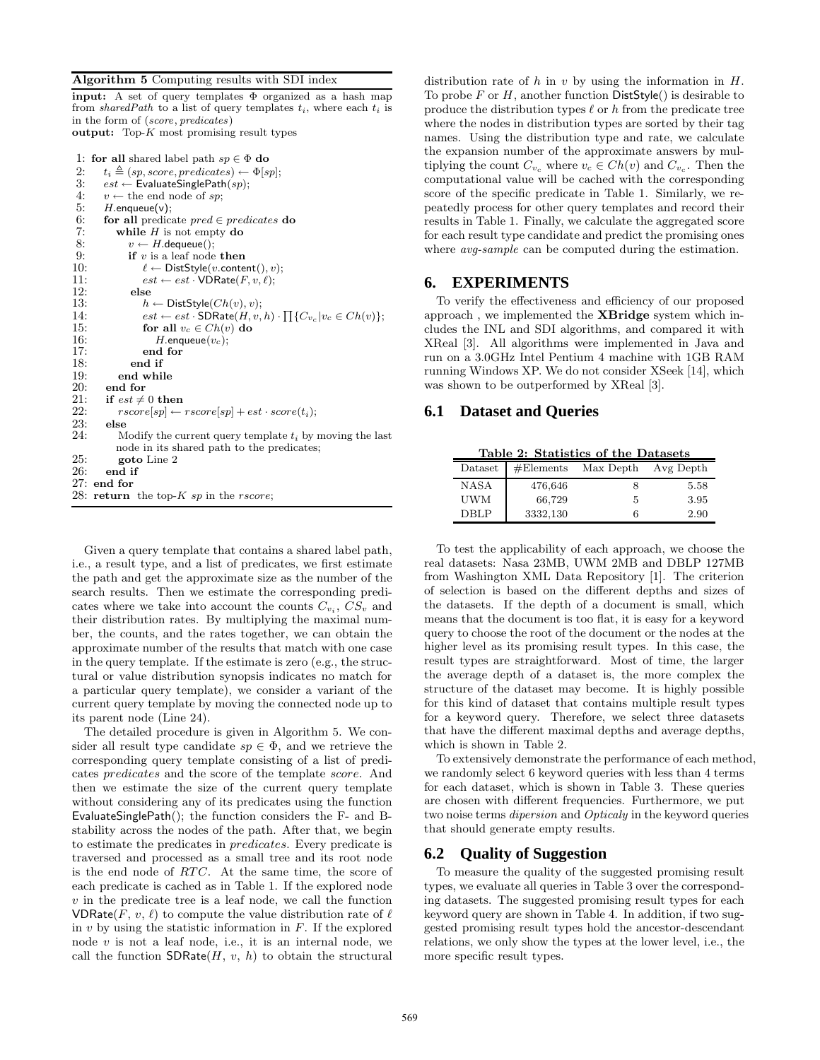**Algorithm 5** Computing results with SDI index

**input:** A set of query templates $\Phi$ organized as a hash map from *sharedPath* to a list of query templates $t_i$, where each $t_i$ is in the form of (*score*, *predicates*)
**output:** Top-$K$ most promising result types

```
1:  for all shared label path sp ∈ Φ do
2:    t_i ≜ (sp, score, predicates) ← Φ[sp];
3:    est ← EvaluateSinglePath(sp);
4:    v ← the end node of sp;
5:    H.enqueue(v);
6:    for all predicate pred ∈ predicates do
7:      while H is not empty do
8:        v ← H.dequeue();
9:        if v is a leaf node then
10:         ℓ ← DistStyle(v.content(), v);
11:         est ← est · VDRate(F, v, ℓ);
12:       else
13:         h ← DistStyle(Ch(v), v);
14:         est ← est · SDRate(H, v, h) · ∏{C_{v_c} | v_c ∈ Ch(v)};
15:         for all v_c ∈ Ch(v) do
16:           H.enqueue(v_c);
17:         end for
18:       end if
19:     end while
20:   end for
21:   if est ≠ 0 then
22:     rscore[sp] ← rscore[sp] + est · score(t_i);
23:   else
24:     Modify the current query template t_i by moving the last
        node in its shared path to the predicates;
25:     goto Line 2
26:   end if
27: end for
28: return the top-K sp in the rscore;
```

Given a query template that contains a shared label path, i.e., a result type, and a list of predicates, we first estimate the path and get the approximate size as the number of the search results. Then we estimate the corresponding predicates where we take into account the counts $C_{v_i}$, $CS_v$ and their distribution rates. By multiplying the maximal number, the counts, and the rates together, we can obtain the approximate number of the results that match with one case in the query template. If the estimate is zero (e.g., the structural or value distribution synopsis indicates no match for a particular query template), we consider a variant of the current query template by moving the connected node up to its parent node (Line 24).

The detailed procedure is given in Algorithm 5. We consider all result type candidate $sp \in \Phi$, and we retrieve the corresponding query template consisting of a list of predicates *predicates* and the score of the template *score*. And then we estimate the size of the current query template without considering any of its predicates using the function EvaluateSinglePath(); the function considers the F- and B-stability across the nodes of the path. After that, we begin to estimate the predicates in *predicates*. Every predicate is traversed and processed as a small tree and its root node is the end node of $RTC$. At the same time, the score of each predicate is cached as in Table 1. If the explored node $v$ in the predicate tree is a leaf node, we call the function VDRate($F$, $v$, $\ell$) to compute the value distribution rate of $\ell$ in $v$ by using the statistic information in $F$. If the explored node $v$ is not a leaf node, i.e., it is an internal node, we call the function SDRate($H$, $v$, $h$) to obtain the structural distribution rate of $h$ in $v$ by using the information in $H$. To probe $F$ or $H$, another function DistStyle() is desirable to produce the distribution types $\ell$ or $h$ from the predicate tree where the nodes in distribution types are sorted by their tag names. Using the distribution type and rate, we calculate the expansion number of the approximate answers by multiplying the count $C_{v_c}$ where $v_c \in Ch(v)$ and $C_{v_c}$. Then the computational value will be cached with the corresponding score of the specific predicate in Table 1. Similarly, we repeatedly process for other query templates and record their results in Table 1. Finally, we calculate the aggregated score for each result type candidate and predict the promising ones where *avg-sample* can be computed during the estimation.

## 6. EXPERIMENTS

To verify the effectiveness and efficiency of our proposed approach , we implemented the **XBridge** system which includes the INL and SDI algorithms, and compared it with XReal [3]. All algorithms were implemented in Java and run on a 3.0GHz Intel Pentium 4 machine with 1GB RAM running Windows XP. We do not consider XSeek [14], which was shown to be outperformed by XReal [3].

### 6.1 Dataset and Queries

**Table 2: Statistics of the Datasets**

| Dataset | #Elements | Max Depth | Avg Depth |
|---|---|---|---|
| NASA | 476,646 | 8 | 5.58 |
| UWM | 66,729 | 5 | 3.95 |
| DBLP | 3332,130 | 6 | 2.90 |

To test the applicability of each approach, we choose the real datasets: Nasa 23MB, UWM 2MB and DBLP 127MB from Washington XML Data Repository [1]. The criterion of selection is based on the different depths and sizes of the datasets. If the depth of a document is small, which means that the document is too flat, it is easy for a keyword query to choose the root of the document or the nodes at the higher level as its promising result types. In this case, the result types are straightforward. Most of time, the larger the average depth of a dataset is, the more complex the structure of the dataset may become. It is highly possible for this kind of dataset that contains multiple result types for a keyword query. Therefore, we select three datasets that have the different maximal depths and average depths, which is shown in Table 2.

To extensively demonstrate the performance of each method, we randomly select 6 keyword queries with less than 4 terms for each dataset, which is shown in Table 3. These queries are chosen with different frequencies. Furthermore, we put two noise terms *dipersion* and *Opticaly* in the keyword queries that should generate empty results.

### 6.2 Quality of Suggestion

To measure the quality of the suggested promising result types, we evaluate all queries in Table 3 over the corresponding datasets. The suggested promising result types for each keyword query are shown in Table 4. In addition, if two suggested promising result types hold the ancestor-descendant relations, we only show the types at the lower level, i.e., the more specific result types.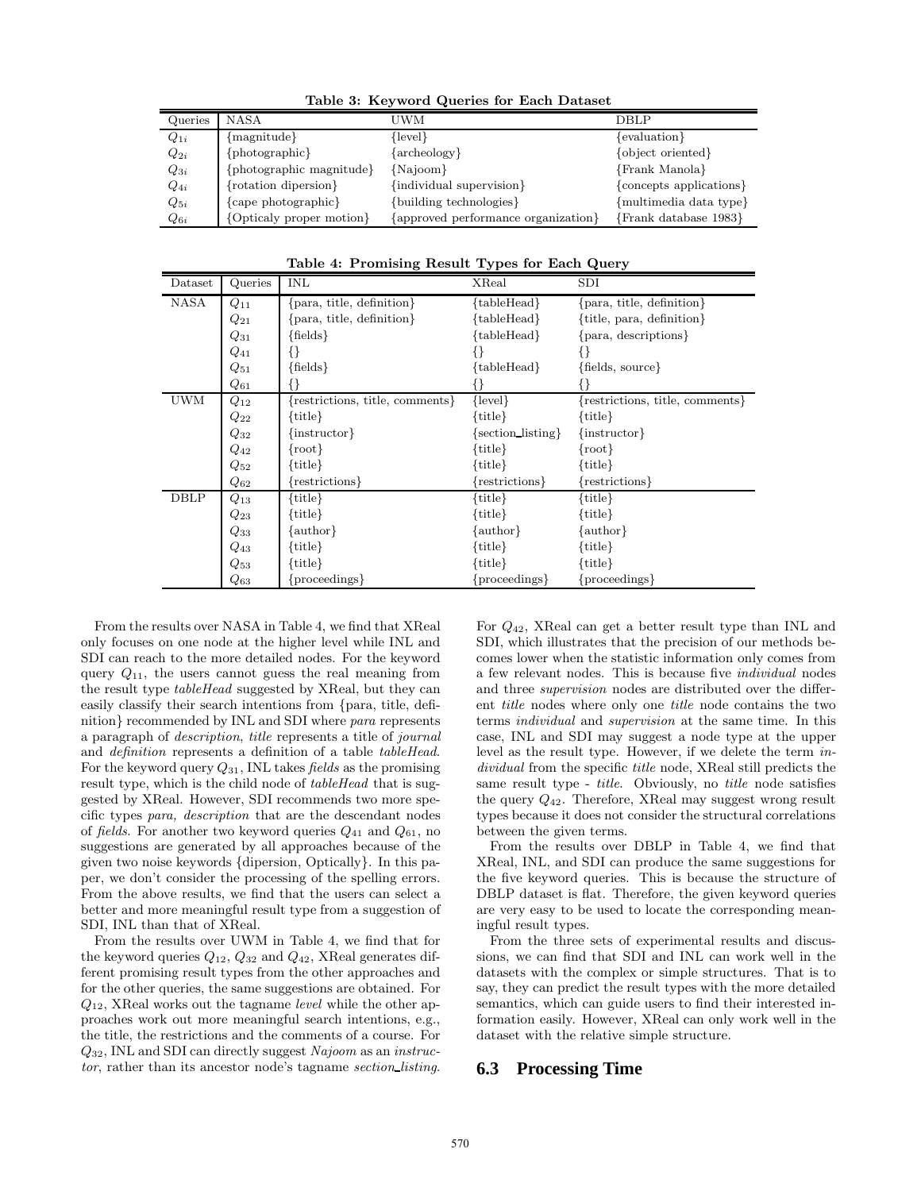**Table 3: Keyword Queries for Each Dataset**

| Queries | NASA | UWM | DBLP |
|---|---|---|---|
| $Q_{1i}$ | {magnitude} | {level} | {evaluation} |
| $Q_{2i}$ | {photographic} | {archeology} | {object oriented} |
| $Q_{3i}$ | {photographic magnitude} | {Najoom} | {Frank Manola} |
| $Q_{4i}$ | {rotation dipersion} | {individual supervision} | {concepts applications} |
| $Q_{5i}$ | {cape photographic} | {building technologies} | {multimedia data type} |
| $Q_{6i}$ | {Opticaly proper motion} | {approved performance organization} | {Frank database 1983} |

**Table 4: Promising Result Types for Each Query**

| Dataset | Queries | INL | XReal | SDI |
|---|---|---|---|---|
| NASA | $Q_{11}$ | {para, title, definition} | {tableHead} | {para, title, definition} |
| | $Q_{21}$ | {para, title, definition} | {tableHead} | {title, para, definition} |
| | $Q_{31}$ | {fields} | {tableHead} | {para, descriptions} |
| | $Q_{41}$ | {} | {} | {} |
| | $Q_{51}$ | {fields} | {tableHead} | {fields, source} |
| | $Q_{61}$ | {} | {} | {} |
| UWM | $Q_{12}$ | {restrictions, title, comments} | {level} | {restrictions, title, comments} |
| | $Q_{22}$ | {title} | {title} | {title} |
| | $Q_{32}$ | {instructor} | {section_listing} | {instructor} |
| | $Q_{42}$ | {root} | {title} | {root} |
| | $Q_{52}$ | {title} | {title} | {title} |
| | $Q_{62}$ | {restrictions} | {restrictions} | {restrictions} |
| DBLP | $Q_{13}$ | {title} | {title} | {title} |
| | $Q_{23}$ | {title} | {title} | {title} |
| | $Q_{33}$ | {author} | {author} | {author} |
| | $Q_{43}$ | {title} | {title} | {title} |
| | $Q_{53}$ | {title} | {title} | {title} |
| | $Q_{63}$ | {proceedings} | {proceedings} | {proceedings} |

From the results over NASA in Table 4, we find that XReal only focuses on one node at the higher level while INL and SDI can reach to the more detailed nodes. For the keyword query $Q_{11}$, the users cannot guess the real meaning from the result type *tableHead* suggested by XReal, but they can easily classify their search intentions from {para, title, definition} recommended by INL and SDI where *para* represents a paragraph of *description*, *title* represents a title of *journal* and *definition* represents a definition of a table *tableHead*. For the keyword query $Q_{31}$, INL takes *fields* as the promising result type, which is the child node of *tableHead* that is suggested by XReal. However, SDI recommends two more specific types *para, description* that are the descendant nodes of *fields*. For another two keyword queries $Q_{41}$ and $Q_{61}$, no suggestions are generated by all approaches because of the given two noise keywords {dipersion, Optically}. In this paper, we don't consider the processing of the spelling errors. From the above results, we find that the users can select a better and more meaningful result type from a suggestion of SDI, INL than that of XReal.

From the results over UWM in Table 4, we find that for the keyword queries $Q_{12}$, $Q_{32}$ and $Q_{42}$, XReal generates different promising result types from the other approaches and for the other queries, the same suggestions are obtained. For $Q_{12}$, XReal works out the tagname *level* while the other approaches work out more meaningful search intentions, e.g., the title, the restrictions and the comments of a course. For $Q_{32}$, INL and SDI can directly suggest *Najoom* as an *instructor*, rather than its ancestor node's tagname *section_listing*. For $Q_{42}$, XReal can get a better result type than INL and SDI, which illustrates that the precision of our methods becomes lower when the statistic information only comes from a few relevant nodes. This is because five *individual* nodes and three *supervision* nodes are distributed over the different *title* nodes where only one *title* node contains the two terms *individual* and *supervision* at the same time. In this case, INL and SDI may suggest a node type at the upper level as the result type. However, if we delete the term *individual* from the specific *title* node, XReal still predicts the same result type - *title*. Obviously, no *title* node satisfies the query $Q_{42}$. Therefore, XReal may suggest wrong result types because it does not consider the structural correlations between the given terms.

From the results over DBLP in Table 4, we find that XReal, INL, and SDI can produce the same suggestions for the five keyword queries. This is because the structure of DBLP dataset is flat. Therefore, the given keyword queries are very easy to be used to locate the corresponding meaningful result types.

From the three sets of experimental results and discussions, we can find that SDI and INL can work well in the datasets with the complex or simple structures. That is to say, they can predict the result types with the more detailed semantics, which can guide users to find their interested information easily. However, XReal can only work well in the dataset with the relative simple structure.

## 6.3 Processing Time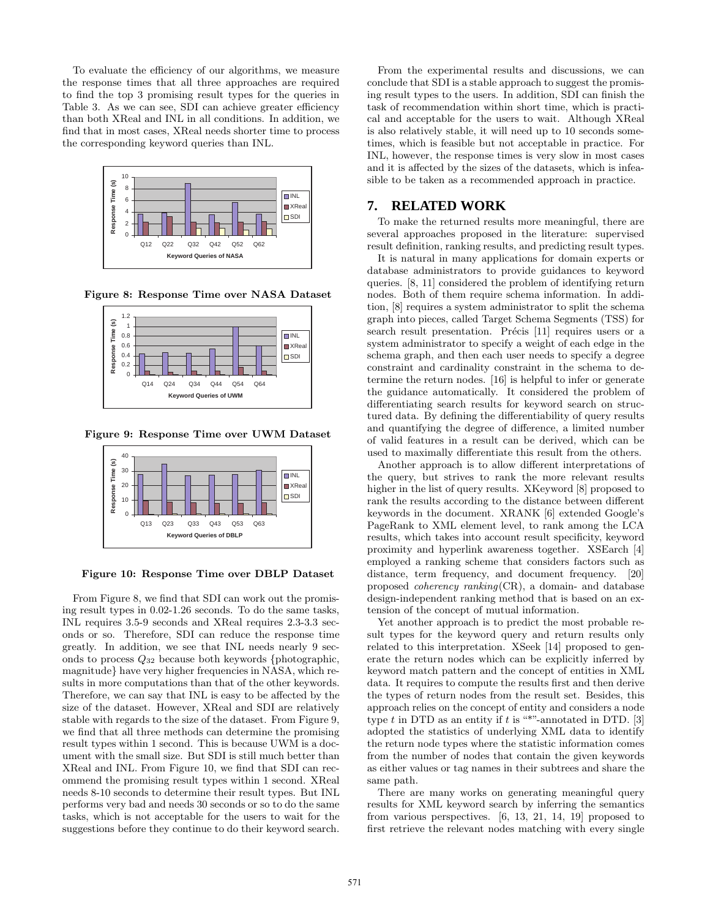To evaluate the efficiency of our algorithms, we measure the response times that all three approaches are required to find the top 3 promising result types for the queries in Table 3. As we can see, SDI can achieve greater efficiency than both XReal and INL in all conditions. In addition, we find that in most cases, XReal needs shorter time to process the corresponding keyword queries than INL.

**Figure 8: Response Time over NASA Dataset**

**Figure 9: Response Time over UWM Dataset**

**Figure 10: Response Time over DBLP Dataset**

From Figure 8, we find that SDI can work out the promising result types in 0.02-1.26 seconds. To do the same tasks, INL requires 3.5-9 seconds and XReal requires 2.3-3.3 seconds or so. Therefore, SDI can reduce the response time greatly. In addition, we see that INL needs nearly 9 seconds to process $Q_{32}$ because both keywords {photographic, magnitude} have very higher frequencies in NASA, which results in more computations than that of the other keywords. Therefore, we can say that INL is easy to be affected by the size of the dataset. However, XReal and SDI are relatively stable with regards to the size of the dataset. From Figure 9, we find that all three methods can determine the promising result types within 1 second. This is because UWM is a document with the small size. But SDI is still much better than XReal and INL. From Figure 10, we find that SDI can recommend the promising result types within 1 second. XReal needs 8-10 seconds to determine their result types. But INL performs very bad and needs 30 seconds or so to do the same tasks, which is not acceptable for the users to wait for the suggestions before they continue to do their keyword search.

From the experimental results and discussions, we can conclude that SDI is a stable approach to suggest the promising result types to the users. In addition, SDI can finish the task of recommendation within short time, which is practical and acceptable for the users to wait. Although XReal is also relatively stable, it will need up to 10 seconds sometimes, which is feasible but not acceptable in practice. For INL, however, the response times is very slow in most cases and it is affected by the sizes of the datasets, which is infeasible to be taken as a recommended approach in practice.

## 7. RELATED WORK

To make the returned results more meaningful, there are several approaches proposed in the literature: supervised result definition, ranking results, and predicting result types.

It is natural in many applications for domain experts or database administrators to provide guidances to keyword queries. [8, 11] considered the problem of identifying return nodes. Both of them require schema information. In addition, [8] requires a system administrator to split the schema graph into pieces, called Target Schema Segments (TSS) for search result presentation. Précis [11] requires users or a system administrator to specify a weight of each edge in the schema graph, and then each user needs to specify a degree constraint and cardinality constraint in the schema to determine the return nodes. [16] is helpful to infer or generate the guidance automatically. It considered the problem of differentiating search results for keyword search on structured data. By defining the differentiability of query results and quantifying the degree of difference, a limited number of valid features in a result can be derived, which can be used to maximally differentiate this result from the others.

Another approach is to allow different interpretations of the query, but strives to rank the more relevant results higher in the list of query results. XKeyword [8] proposed to rank the results according to the distance between different keywords in the document. XRANK [6] extended Google's PageRank to XML element level, to rank among the LCA results, which takes into account result specificity, keyword proximity and hyperlink awareness together. XSEarch [4] employed a ranking scheme that considers factors such as distance, term frequency, and document frequency. [20] proposed *coherency ranking*(CR), a domain- and database design-independent ranking method that is based on an extension of the concept of mutual information.

Yet another approach is to predict the most probable result types for the keyword query and return results only related to this interpretation. XSeek [14] proposed to generate the return nodes which can be explicitly inferred by keyword match pattern and the concept of entities in XML data. It requires to compute the results first and then derive the types of return nodes from the result set. Besides, this approach relies on the concept of entity and considers a node type $t$ in DTD as an entity if $t$ is "*"-annotated in DTD. [3] adopted the statistics of underlying XML data to identify the return node types where the statistic information comes from the number of nodes that contain the given keywords as either values or tag names in their subtrees and share the same path.

There are many works on generating meaningful query results for XML keyword search by inferring the semantics from various perspectives. [6, 13, 21, 14, 19] proposed to first retrieve the relevant nodes matching with every single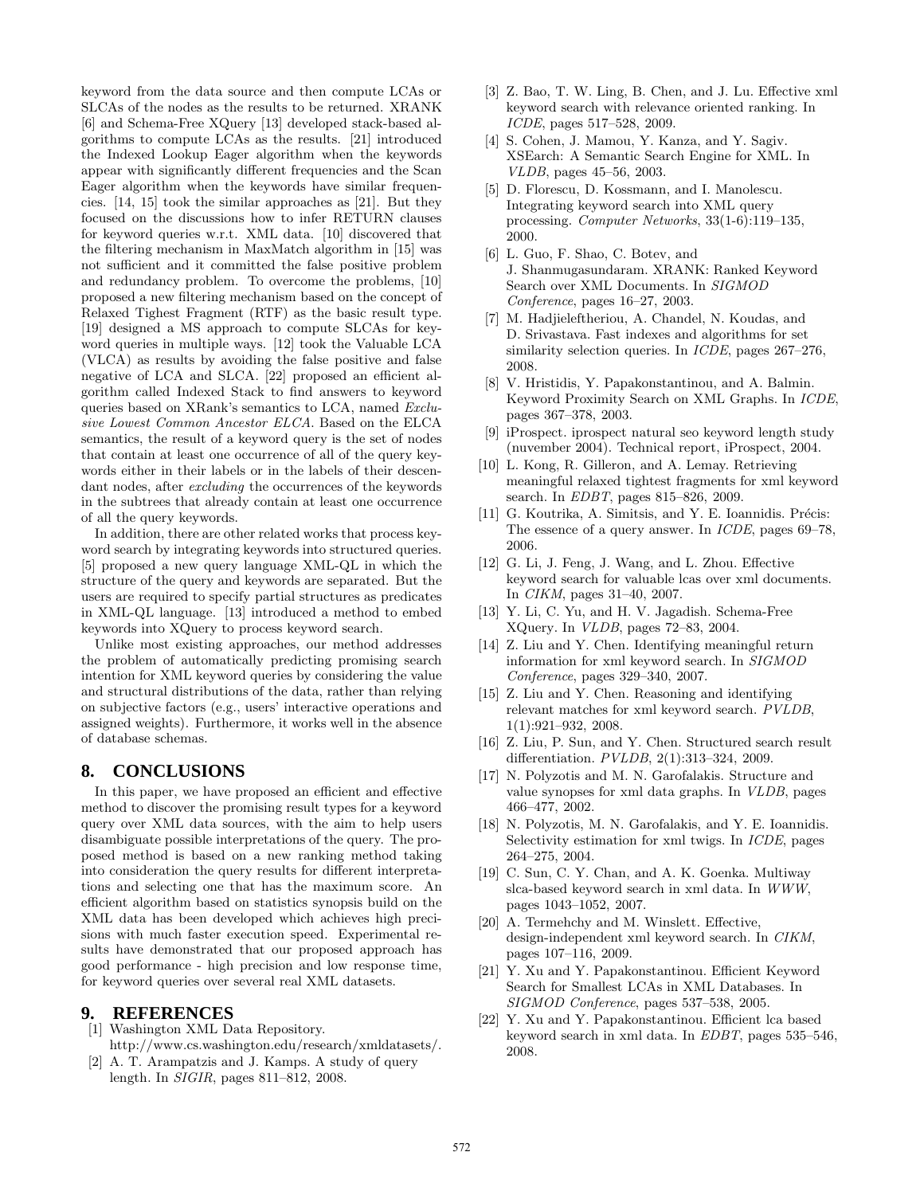keyword from the data source and then compute LCAs or SLCAs of the nodes as the results to be returned. XRANK [6] and Schema-Free XQuery [13] developed stack-based algorithms to compute LCAs as the results. [21] introduced the Indexed Lookup Eager algorithm when the keywords appear with significantly different frequencies and the Scan Eager algorithm when the keywords have similar frequencies. [14, 15] took the similar approaches as [21]. But they focused on the discussions how to infer RETURN clauses for keyword queries w.r.t. XML data. [10] discovered that the filtering mechanism in MaxMatch algorithm in [15] was not sufficient and it committed the false positive problem and redundancy problem. To overcome the problems, [10] proposed a new filtering mechanism based on the concept of Relaxed Tighest Fragment (RTF) as the basic result type. [19] designed a MS approach to compute SLCAs for keyword queries in multiple ways. [12] took the Valuable LCA (VLCA) as results by avoiding the false positive and false negative of LCA and SLCA. [22] proposed an efficient algorithm called Indexed Stack to find answers to keyword queries based on XRank's semantics to LCA, named *Exclusive Lowest Common Ancestor ELCA*. Based on the ELCA semantics, the result of a keyword query is the set of nodes that contain at least one occurrence of all of the query keywords either in their labels or in the labels of their descendant nodes, after *excluding* the occurrences of the keywords in the subtrees that already contain at least one occurrence of all the query keywords.

In addition, there are other related works that process keyword search by integrating keywords into structured queries. [5] proposed a new query language XML-QL in which the structure of the query and keywords are separated. But the users are required to specify partial structures as predicates in XML-QL language. [13] introduced a method to embed keywords into XQuery to process keyword search.

Unlike most existing approaches, our method addresses the problem of automatically predicting promising search intention for XML keyword queries by considering the value and structural distributions of the data, rather than relying on subjective factors (e.g., users' interactive operations and assigned weights). Furthermore, it works well in the absence of database schemas.

## 8. CONCLUSIONS

In this paper, we have proposed an efficient and effective method to discover the promising result types for a keyword query over XML data sources, with the aim to help users disambiguate possible interpretations of the query. The proposed method is based on a new ranking method taking into consideration the query results for different interpretations and selecting one that has the maximum score. An efficient algorithm based on statistics synopsis build on the XML data has been developed which achieves high precisions with much faster execution speed. Experimental results have demonstrated that our proposed approach has good performance - high precision and low response time, for keyword queries over several real XML datasets.

## 9. REFERENCES

[1] Washington XML Data Repository. http://www.cs.washington.edu/research/xmldatasets/.

[2] A. T. Arampatzis and J. Kamps. A study of query length. In *SIGIR*, pages 811–812, 2008.

[3] Z. Bao, T. W. Ling, B. Chen, and J. Lu. Effective xml keyword search with relevance oriented ranking. In *ICDE*, pages 517–528, 2009.

[4] S. Cohen, J. Mamou, Y. Kanza, and Y. Sagiv. XSEarch: A Semantic Search Engine for XML. In *VLDB*, pages 45–56, 2003.

[5] D. Florescu, D. Kossmann, and I. Manolescu. Integrating keyword search into XML query processing. *Computer Networks*, 33(1-6):119–135, 2000.

[6] L. Guo, F. Shao, C. Botev, and J. Shanmugasundaram. XRANK: Ranked Keyword Search over XML Documents. In *SIGMOD Conference*, pages 16–27, 2003.

[7] M. Hadjieleftheriou, A. Chandel, N. Koudas, and D. Srivastava. Fast indexes and algorithms for set similarity selection queries. In *ICDE*, pages 267–276, 2008.

[8] V. Hristidis, Y. Papakonstantinou, and A. Balmin. Keyword Proximity Search on XML Graphs. In *ICDE*, pages 367–378, 2003.

[9] iProspect. iprospect natural seo keyword length study (nuvember 2004). Technical report, iProspect, 2004.

[10] L. Kong, R. Gilleron, and A. Lemay. Retrieving meaningful relaxed tightest fragments for xml keyword search. In *EDBT*, pages 815–826, 2009.

[11] G. Koutrika, A. Simitsis, and Y. E. Ioannidis. Précis: The essence of a query answer. In *ICDE*, pages 69–78, 2006.

[12] G. Li, J. Feng, J. Wang, and L. Zhou. Effective keyword search for valuable lcas over xml documents. In *CIKM*, pages 31–40, 2007.

[13] Y. Li, C. Yu, and H. V. Jagadish. Schema-Free XQuery. In *VLDB*, pages 72–83, 2004.

[14] Z. Liu and Y. Chen. Identifying meaningful return information for xml keyword search. In *SIGMOD Conference*, pages 329–340, 2007.

[15] Z. Liu and Y. Chen. Reasoning and identifying relevant matches for xml keyword search. *PVLDB*, 1(1):921–932, 2008.

[16] Z. Liu, P. Sun, and Y. Chen. Structured search result differentiation. *PVLDB*, 2(1):313–324, 2009.

[17] N. Polyzotis and M. N. Garofalakis. Structure and value synopses for xml data graphs. In *VLDB*, pages 466–477, 2002.

[18] N. Polyzotis, M. N. Garofalakis, and Y. E. Ioannidis. Selectivity estimation for xml twigs. In *ICDE*, pages 264–275, 2004.

[19] C. Sun, C. Y. Chan, and A. K. Goenka. Multiway slca-based keyword search in xml data. In *WWW*, pages 1043–1052, 2007.

[20] A. Termehchy and M. Winslett. Effective, design-independent xml keyword search. In *CIKM*, pages 107–116, 2009.

[21] Y. Xu and Y. Papakonstantinou. Efficient Keyword Search for Smallest LCAs in XML Databases. In *SIGMOD Conference*, pages 537–538, 2005.

[22] Y. Xu and Y. Papakonstantinou. Efficient lca based keyword search in xml data. In *EDBT*, pages 535–546, 2008.